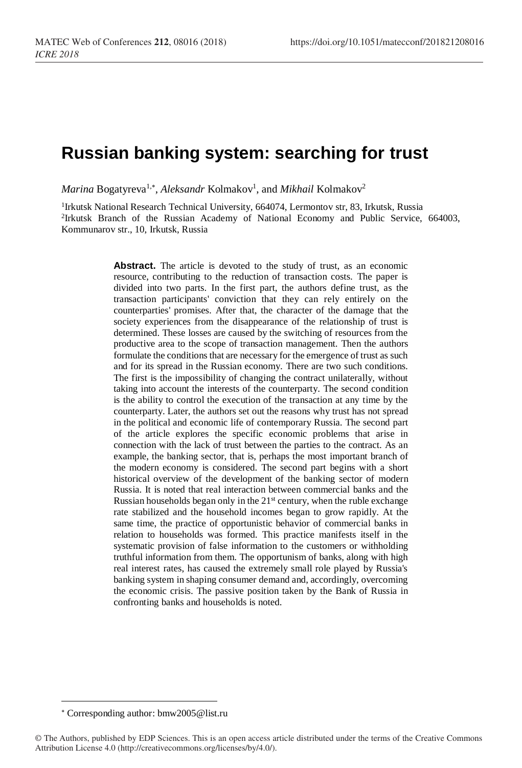# Russian banking system: searching for trust

*Marina* Bogatyreva[1,*], *Aleksandr* Kolmakov[1], and *Mikhail* Kolmakov[2]

[1]Irkutsk National Research Technical University, 664074, Lermontov str, 83, Irkutsk, Russia
[2]Irkutsk Branch of the Russian Academy of National Economy and Public Service, 664003, Kommunarov str., 10, Irkutsk, Russia

**Abstract.** The article is devoted to the study of trust, as an economic resource, contributing to the reduction of transaction costs. The paper is divided into two parts. In the first part, the authors define trust, as the transaction participants' conviction that they can rely entirely on the counterparties' promises. After that, the character of the damage that the society experiences from the disappearance of the relationship of trust is determined. These losses are caused by the switching of resources from the productive area to the scope of transaction management. Then the authors formulate the conditions that are necessary for the emergence of trust as such and for its spread in the Russian economy. There are two such conditions. The first is the impossibility of changing the contract unilaterally, without taking into account the interests of the counterparty. The second condition is the ability to control the execution of the transaction at any time by the counterparty. Later, the authors set out the reasons why trust has not spread in the political and economic life of contemporary Russia. The second part of the article explores the specific economic problems that arise in connection with the lack of trust between the parties to the contract. As an example, the banking sector, that is, perhaps the most important branch of the modern economy is considered. The second part begins with a short historical overview of the development of the banking sector of modern Russia. It is noted that real interaction between commercial banks and the Russian households began only in the 21st century, when the ruble exchange rate stabilized and the household incomes began to grow rapidly. At the same time, the practice of opportunistic behavior of commercial banks in relation to households was formed. This practice manifests itself in the systematic provision of false information to the customers or withholding truthful information from them. The opportunism of banks, along with high real interest rates, has caused the extremely small role played by Russia's banking system in shaping consumer demand and, accordingly, overcoming the economic crisis. The passive position taken by the Bank of Russia in confronting banks and households is noted.

---

[*] Corresponding author: bmw2005@list.ru

© The Authors, published by EDP Sciences. This is an open access article distributed under the terms of the Creative Commons Attribution License 4.0 (http://creativecommons.org/licenses/by/4.0/).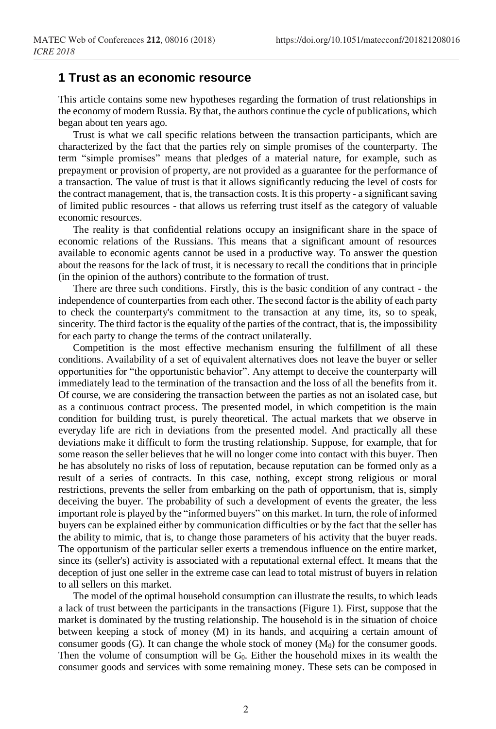## 1 Trust as an economic resource

This article contains some new hypotheses regarding the formation of trust relationships in the economy of modern Russia. By that, the authors continue the cycle of publications, which began about ten years ago.

Trust is what we call specific relations between the transaction participants, which are characterized by the fact that the parties rely on simple promises of the counterparty. The term "simple promises" means that pledges of a material nature, for example, such as prepayment or provision of property, are not provided as a guarantee for the performance of a transaction. The value of trust is that it allows significantly reducing the level of costs for the contract management, that is, the transaction costs. It is this property - a significant saving of limited public resources - that allows us referring trust itself as the category of valuable economic resources.

The reality is that confidential relations occupy an insignificant share in the space of economic relations of the Russians. This means that a significant amount of resources available to economic agents cannot be used in a productive way. To answer the question about the reasons for the lack of trust, it is necessary to recall the conditions that in principle (in the opinion of the authors) contribute to the formation of trust.

There are three such conditions. Firstly, this is the basic condition of any contract - the independence of counterparties from each other. The second factor is the ability of each party to check the counterparty's commitment to the transaction at any time, its, so to speak, sincerity. The third factor is the equality of the parties of the contract, that is, the impossibility for each party to change the terms of the contract unilaterally.

Competition is the most effective mechanism ensuring the fulfillment of all these conditions. Availability of a set of equivalent alternatives does not leave the buyer or seller opportunities for "the opportunistic behavior". Any attempt to deceive the counterparty will immediately lead to the termination of the transaction and the loss of all the benefits from it. Of course, we are considering the transaction between the parties as not an isolated case, but as a continuous contract process. The presented model, in which competition is the main condition for building trust, is purely theoretical. The actual markets that we observe in everyday life are rich in deviations from the presented model. And practically all these deviations make it difficult to form the trusting relationship. Suppose, for example, that for some reason the seller believes that he will no longer come into contact with this buyer. Then he has absolutely no risks of loss of reputation, because reputation can be formed only as a result of a series of contracts. In this case, nothing, except strong religious or moral restrictions, prevents the seller from embarking on the path of opportunism, that is, simply deceiving the buyer. The probability of such a development of events the greater, the less important role is played by the "informed buyers" on this market. In turn, the role of informed buyers can be explained either by communication difficulties or by the fact that the seller has the ability to mimic, that is, to change those parameters of his activity that the buyer reads. The opportunism of the particular seller exerts a tremendous influence on the entire market, since its (seller's) activity is associated with a reputational external effect. It means that the deception of just one seller in the extreme case can lead to total mistrust of buyers in relation to all sellers on this market.

The model of the optimal household consumption can illustrate the results, to which leads a lack of trust between the participants in the transactions (Figure 1). First, suppose that the market is dominated by the trusting relationship. The household is in the situation of choice between keeping a stock of money (M) in its hands, and acquiring a certain amount of consumer goods (G). It can change the whole stock of money ($M_0$) for the consumer goods. Then the volume of consumption will be $G_0$. Either the household mixes in its wealth the consumer goods and services with some remaining money. These sets can be composed in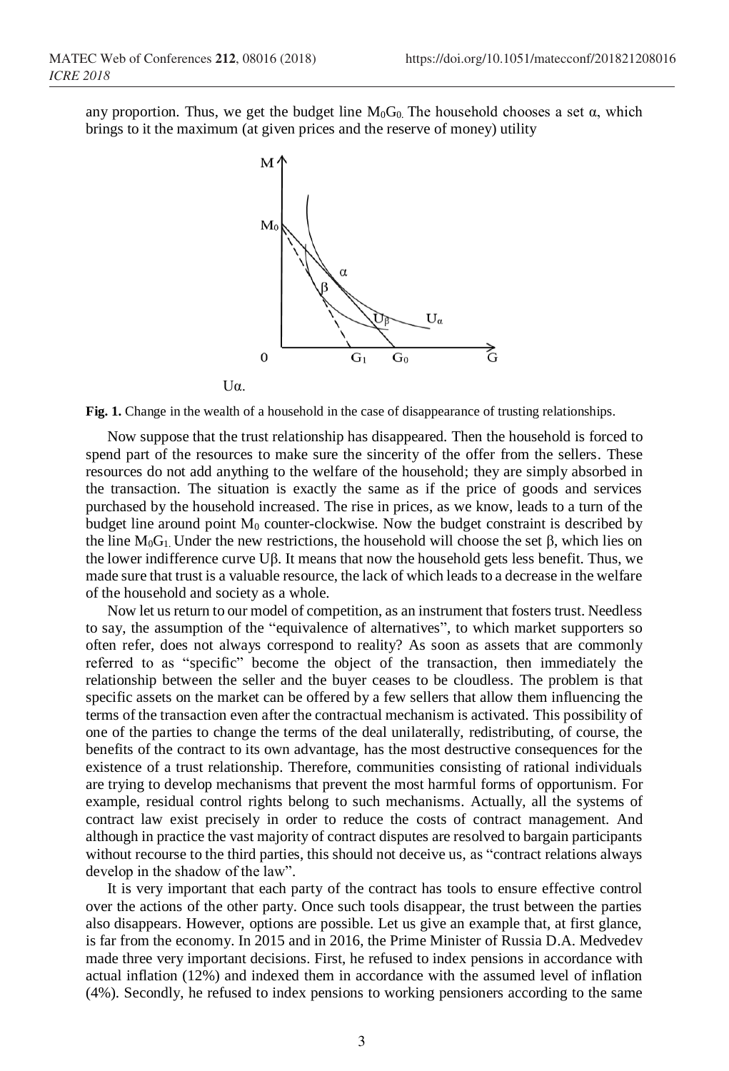any proportion. Thus, we get the budget line $M_0G_0$. The household chooses a set α, which brings to it the maximum (at given prices and the reserve of money) utility

Uα.

**Fig. 1.** Change in the wealth of a household in the case of disappearance of trusting relationships.

Now suppose that the trust relationship has disappeared. Then the household is forced to spend part of the resources to make sure the sincerity of the offer from the sellers. These resources do not add anything to the welfare of the household; they are simply absorbed in the transaction. The situation is exactly the same as if the price of goods and services purchased by the household increased. The rise in prices, as we know, leads to a turn of the budget line around point $M_0$ counter-clockwise. Now the budget constraint is described by the line $M_0G_1$. Under the new restrictions, the household will choose the set β, which lies on the lower indifference curve Uβ. It means that now the household gets less benefit. Thus, we made sure that trust is a valuable resource, the lack of which leads to a decrease in the welfare of the household and society as a whole.

Now let us return to our model of competition, as an instrument that fosters trust. Needless to say, the assumption of the "equivalence of alternatives", to which market supporters so often refer, does not always correspond to reality? As soon as assets that are commonly referred to as "specific" become the object of the transaction, then immediately the relationship between the seller and the buyer ceases to be cloudless. The problem is that specific assets on the market can be offered by a few sellers that allow them influencing the terms of the transaction even after the contractual mechanism is activated. This possibility of one of the parties to change the terms of the deal unilaterally, redistributing, of course, the benefits of the contract to its own advantage, has the most destructive consequences for the existence of a trust relationship. Therefore, communities consisting of rational individuals are trying to develop mechanisms that prevent the most harmful forms of opportunism. For example, residual control rights belong to such mechanisms. Actually, all the systems of contract law exist precisely in order to reduce the costs of contract management. And although in practice the vast majority of contract disputes are resolved to bargain participants without recourse to the third parties, this should not deceive us, as "contract relations always develop in the shadow of the law".

It is very important that each party of the contract has tools to ensure effective control over the actions of the other party. Once such tools disappear, the trust between the parties also disappears. However, options are possible. Let us give an example that, at first glance, is far from the economy. In 2015 and in 2016, the Prime Minister of Russia D.A. Medvedev made three very important decisions. First, he refused to index pensions in accordance with actual inflation (12%) and indexed them in accordance with the assumed level of inflation (4%). Secondly, he refused to index pensions to working pensioners according to the same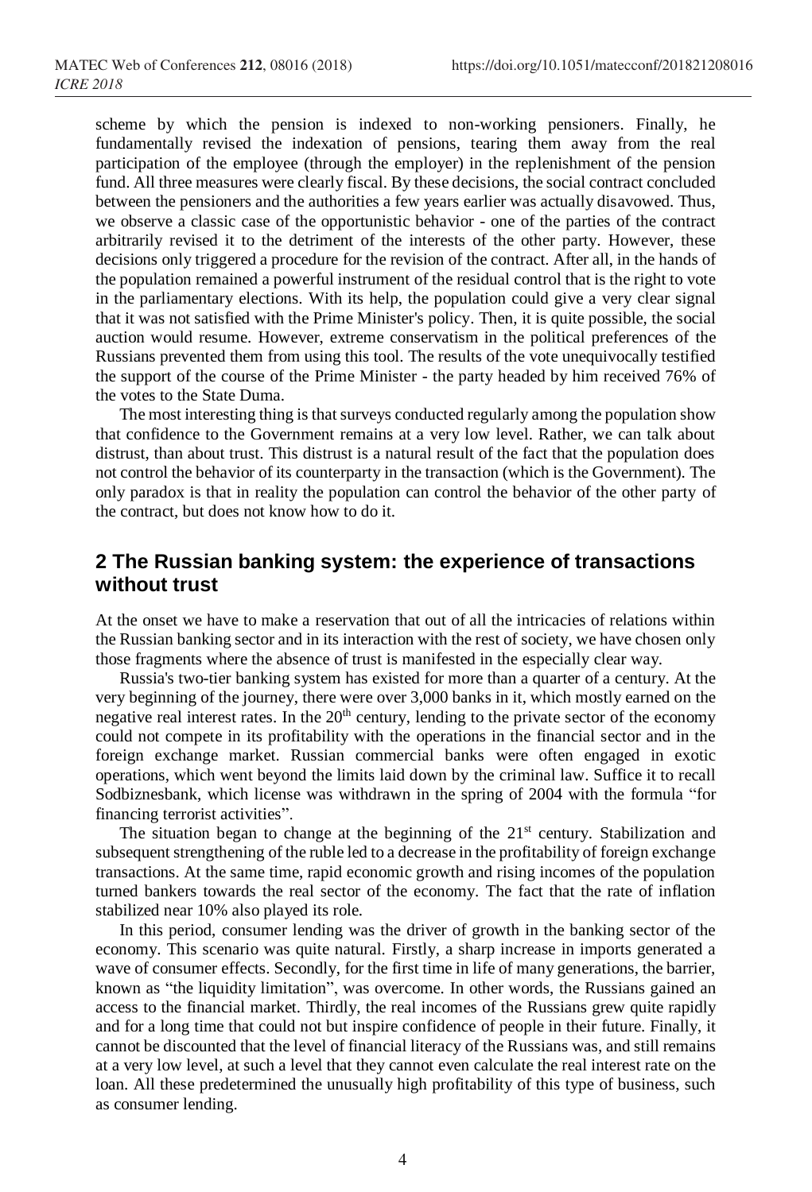scheme by which the pension is indexed to non-working pensioners. Finally, he fundamentally revised the indexation of pensions, tearing them away from the real participation of the employee (through the employer) in the replenishment of the pension fund. All three measures were clearly fiscal. By these decisions, the social contract concluded between the pensioners and the authorities a few years earlier was actually disavowed. Thus, we observe a classic case of the opportunistic behavior - one of the parties of the contract arbitrarily revised it to the detriment of the interests of the other party. However, these decisions only triggered a procedure for the revision of the contract. After all, in the hands of the population remained a powerful instrument of the residual control that is the right to vote in the parliamentary elections. With its help, the population could give a very clear signal that it was not satisfied with the Prime Minister's policy. Then, it is quite possible, the social auction would resume. However, extreme conservatism in the political preferences of the Russians prevented them from using this tool. The results of the vote unequivocally testified the support of the course of the Prime Minister - the party headed by him received 76% of the votes to the State Duma.

The most interesting thing is that surveys conducted regularly among the population show that confidence to the Government remains at a very low level. Rather, we can talk about distrust, than about trust. This distrust is a natural result of the fact that the population does not control the behavior of its counterparty in the transaction (which is the Government). The only paradox is that in reality the population can control the behavior of the other party of the contract, but does not know how to do it.

## 2 The Russian banking system: the experience of transactions without trust

At the onset we have to make a reservation that out of all the intricacies of relations within the Russian banking sector and in its interaction with the rest of society, we have chosen only those fragments where the absence of trust is manifested in the especially clear way.

Russia's two-tier banking system has existed for more than a quarter of a century. At the very beginning of the journey, there were over 3,000 banks in it, which mostly earned on the negative real interest rates. In the 20th century, lending to the private sector of the economy could not compete in its profitability with the operations in the financial sector and in the foreign exchange market. Russian commercial banks were often engaged in exotic operations, which went beyond the limits laid down by the criminal law. Suffice it to recall Sodbiznesbank, which license was withdrawn in the spring of 2004 with the formula "for financing terrorist activities".

The situation began to change at the beginning of the 21st century. Stabilization and subsequent strengthening of the ruble led to a decrease in the profitability of foreign exchange transactions. At the same time, rapid economic growth and rising incomes of the population turned bankers towards the real sector of the economy. The fact that the rate of inflation stabilized near 10% also played its role.

In this period, consumer lending was the driver of growth in the banking sector of the economy. This scenario was quite natural. Firstly, a sharp increase in imports generated a wave of consumer effects. Secondly, for the first time in life of many generations, the barrier, known as "the liquidity limitation", was overcome. In other words, the Russians gained an access to the financial market. Thirdly, the real incomes of the Russians grew quite rapidly and for a long time that could not but inspire confidence of people in their future. Finally, it cannot be discounted that the level of financial literacy of the Russians was, and still remains at a very low level, at such a level that they cannot even calculate the real interest rate on the loan. All these predetermined the unusually high profitability of this type of business, such as consumer lending.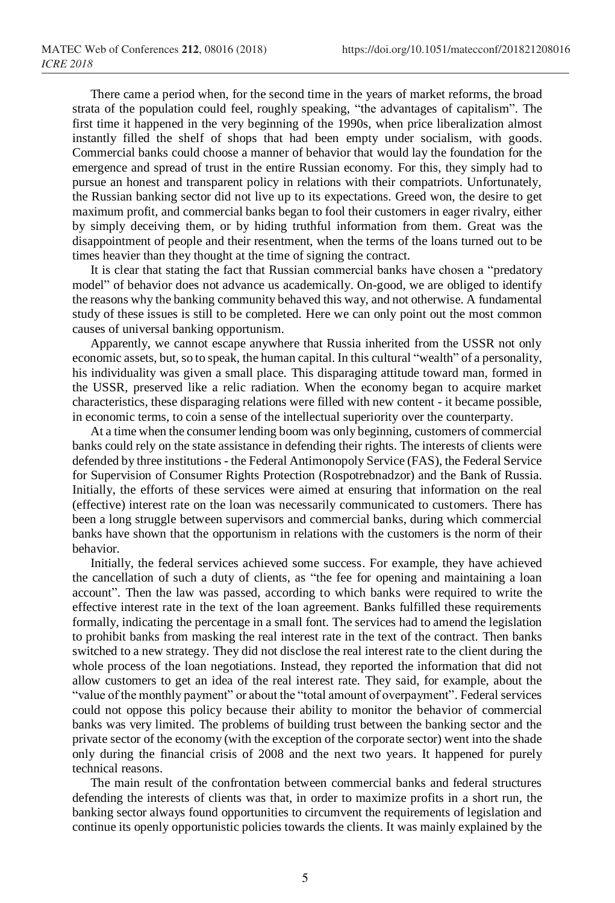There came a period when, for the second time in the years of market reforms, the broad strata of the population could feel, roughly speaking, "the advantages of capitalism". The first time it happened in the very beginning of the 1990s, when price liberalization almost instantly filled the shelf of shops that had been empty under socialism, with goods. Commercial banks could choose a manner of behavior that would lay the foundation for the emergence and spread of trust in the entire Russian economy. For this, they simply had to pursue an honest and transparent policy in relations with their compatriots. Unfortunately, the Russian banking sector did not live up to its expectations. Greed won, the desire to get maximum profit, and commercial banks began to fool their customers in eager rivalry, either by simply deceiving them, or by hiding truthful information from them. Great was the disappointment of people and their resentment, when the terms of the loans turned out to be times heavier than they thought at the time of signing the contract.

It is clear that stating the fact that Russian commercial banks have chosen a "predatory model" of behavior does not advance us academically. On-good, we are obliged to identify the reasons why the banking community behaved this way, and not otherwise. A fundamental study of these issues is still to be completed. Here we can only point out the most common causes of universal banking opportunism.

Apparently, we cannot escape anywhere that Russia inherited from the USSR not only economic assets, but, so to speak, the human capital. In this cultural "wealth" of a personality, his individuality was given a small place. This disparaging attitude toward man, formed in the USSR, preserved like a relic radiation. When the economy began to acquire market characteristics, these disparaging relations were filled with new content - it became possible, in economic terms, to coin a sense of the intellectual superiority over the counterparty.

At a time when the consumer lending boom was only beginning, customers of commercial banks could rely on the state assistance in defending their rights. The interests of clients were defended by three institutions - the Federal Antimonopoly Service (FAS), the Federal Service for Supervision of Consumer Rights Protection (Rospotrebnadzor) and the Bank of Russia. Initially, the efforts of these services were aimed at ensuring that information on the real (effective) interest rate on the loan was necessarily communicated to customers. There has been a long struggle between supervisors and commercial banks, during which commercial banks have shown that the opportunism in relations with the customers is the norm of their behavior.

Initially, the federal services achieved some success. For example, they have achieved the cancellation of such a duty of clients, as "the fee for opening and maintaining a loan account". Then the law was passed, according to which banks were required to write the effective interest rate in the text of the loan agreement. Banks fulfilled these requirements formally, indicating the percentage in a small font. The services had to amend the legislation to prohibit banks from masking the real interest rate in the text of the contract. Then banks switched to a new strategy. They did not disclose the real interest rate to the client during the whole process of the loan negotiations. Instead, they reported the information that did not allow customers to get an idea of the real interest rate. They said, for example, about the "value of the monthly payment" or about the "total amount of overpayment". Federal services could not oppose this policy because their ability to monitor the behavior of commercial banks was very limited. The problems of building trust between the banking sector and the private sector of the economy (with the exception of the corporate sector) went into the shade only during the financial crisis of 2008 and the next two years. It happened for purely technical reasons.

The main result of the confrontation between commercial banks and federal structures defending the interests of clients was that, in order to maximize profits in a short run, the banking sector always found opportunities to circumvent the requirements of legislation and continue its openly opportunistic policies towards the clients. It was mainly explained by the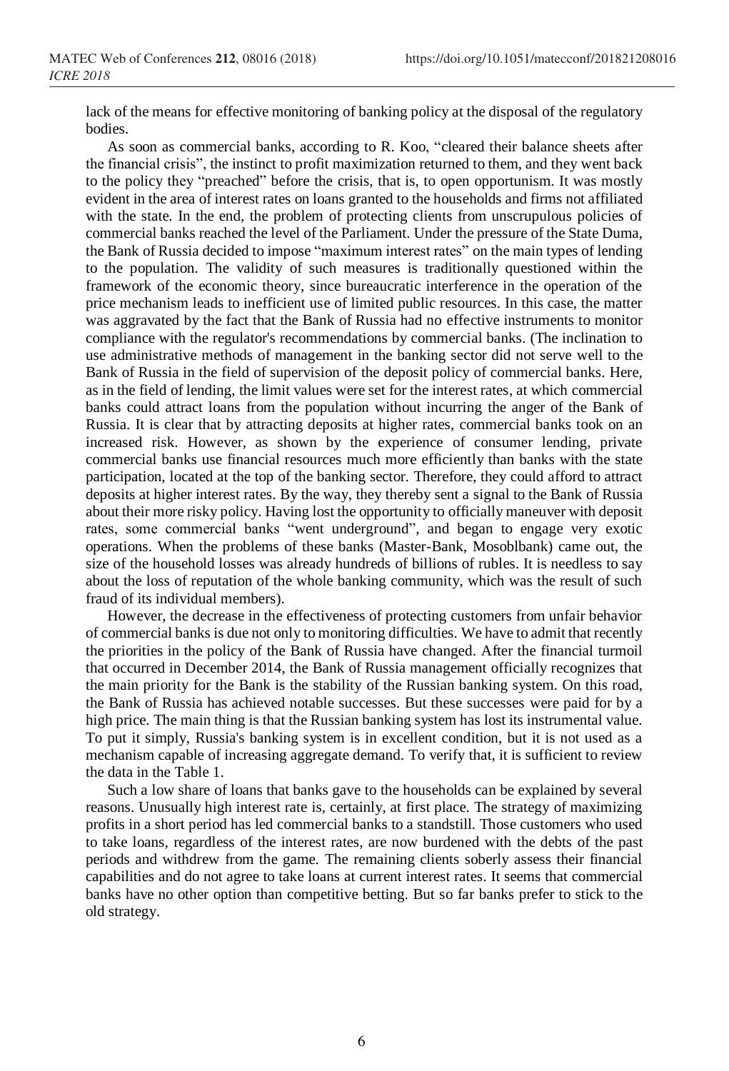lack of the means for effective monitoring of banking policy at the disposal of the regulatory bodies.

As soon as commercial banks, according to R. Koo, "cleared their balance sheets after the financial crisis", the instinct to profit maximization returned to them, and they went back to the policy they "preached" before the crisis, that is, to open opportunism. It was mostly evident in the area of interest rates on loans granted to the households and firms not affiliated with the state. In the end, the problem of protecting clients from unscrupulous policies of commercial banks reached the level of the Parliament. Under the pressure of the State Duma, the Bank of Russia decided to impose "maximum interest rates" on the main types of lending to the population. The validity of such measures is traditionally questioned within the framework of the economic theory, since bureaucratic interference in the operation of the price mechanism leads to inefficient use of limited public resources. In this case, the matter was aggravated by the fact that the Bank of Russia had no effective instruments to monitor compliance with the regulator's recommendations by commercial banks. (The inclination to use administrative methods of management in the banking sector did not serve well to the Bank of Russia in the field of supervision of the deposit policy of commercial banks. Here, as in the field of lending, the limit values were set for the interest rates, at which commercial banks could attract loans from the population without incurring the anger of the Bank of Russia. It is clear that by attracting deposits at higher rates, commercial banks took on an increased risk. However, as shown by the experience of consumer lending, private commercial banks use financial resources much more efficiently than banks with the state participation, located at the top of the banking sector. Therefore, they could afford to attract deposits at higher interest rates. By the way, they thereby sent a signal to the Bank of Russia about their more risky policy. Having lost the opportunity to officially maneuver with deposit rates, some commercial banks "went underground", and began to engage very exotic operations. When the problems of these banks (Master-Bank, Mosoblbank) came out, the size of the household losses was already hundreds of billions of rubles. It is needless to say about the loss of reputation of the whole banking community, which was the result of such fraud of its individual members).

However, the decrease in the effectiveness of protecting customers from unfair behavior of commercial banks is due not only to monitoring difficulties. We have to admit that recently the priorities in the policy of the Bank of Russia have changed. After the financial turmoil that occurred in December 2014, the Bank of Russia management officially recognizes that the main priority for the Bank is the stability of the Russian banking system. On this road, the Bank of Russia has achieved notable successes. But these successes were paid for by a high price. The main thing is that the Russian banking system has lost its instrumental value. To put it simply, Russia's banking system is in excellent condition, but it is not used as a mechanism capable of increasing aggregate demand. To verify that, it is sufficient to review the data in the Table 1.

Such a low share of loans that banks gave to the households can be explained by several reasons. Unusually high interest rate is, certainly, at first place. The strategy of maximizing profits in a short period has led commercial banks to a standstill. Those customers who used to take loans, regardless of the interest rates, are now burdened with the debts of the past periods and withdrew from the game. The remaining clients soberly assess their financial capabilities and do not agree to take loans at current interest rates. It seems that commercial banks have no other option than competitive betting. But so far banks prefer to stick to the old strategy.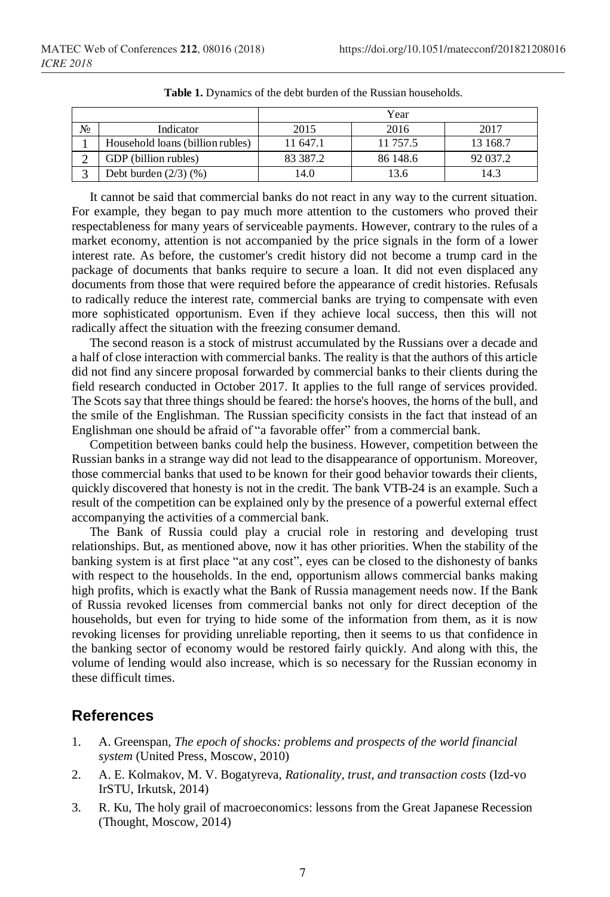**Table 1.** Dynamics of the debt burden of the Russian households.

| № | Indicator | Year | | |
|---|---|---|---|---|
| | | 2015 | 2016 | 2017 |
| 1 | Household loans (billion rubles) | 11 647.1 | 11 757.5 | 13 168.7 |
| 2 | GDP (billion rubles) | 83 387.2 | 86 148.6 | 92 037.2 |
| 3 | Debt burden (2/3) (%) | 14.0 | 13.6 | 14.3 |

It cannot be said that commercial banks do not react in any way to the current situation. For example, they began to pay much more attention to the customers who proved their respectableness for many years of serviceable payments. However, contrary to the rules of a market economy, attention is not accompanied by the price signals in the form of a lower interest rate. As before, the customer's credit history did not become a trump card in the package of documents that banks require to secure a loan. It did not even displaced any documents from those that were required before the appearance of credit histories. Refusals to radically reduce the interest rate, commercial banks are trying to compensate with even more sophisticated opportunism. Even if they achieve local success, then this will not radically affect the situation with the freezing consumer demand.

The second reason is a stock of mistrust accumulated by the Russians over a decade and a half of close interaction with commercial banks. The reality is that the authors of this article did not find any sincere proposal forwarded by commercial banks to their clients during the field research conducted in October 2017. It applies to the full range of services provided. The Scots say that three things should be feared: the horse's hooves, the horns of the bull, and the smile of the Englishman. The Russian specificity consists in the fact that instead of an Englishman one should be afraid of "a favorable offer" from a commercial bank.

Competition between banks could help the business. However, competition between the Russian banks in a strange way did not lead to the disappearance of opportunism. Moreover, those commercial banks that used to be known for their good behavior towards their clients, quickly discovered that honesty is not in the credit. The bank VTB-24 is an example. Such a result of the competition can be explained only by the presence of a powerful external effect accompanying the activities of a commercial bank.

The Bank of Russia could play a crucial role in restoring and developing trust relationships. But, as mentioned above, now it has other priorities. When the stability of the banking system is at first place "at any cost", eyes can be closed to the dishonesty of banks with respect to the households. In the end, opportunism allows commercial banks making high profits, which is exactly what the Bank of Russia management needs now. If the Bank of Russia revoked licenses from commercial banks not only for direct deception of the households, but even for trying to hide some of the information from them, as it is now revoking licenses for providing unreliable reporting, then it seems to us that confidence in the banking sector of economy would be restored fairly quickly. And along with this, the volume of lending would also increase, which is so necessary for the Russian economy in these difficult times.

## References

1. A. Greenspan, *The epoch of shocks: problems and prospects of the world financial system* (United Press, Moscow, 2010)
2. A. E. Kolmakov, M. V. Bogatyreva, *Rationality, trust, and transaction costs* (Izd-vo IrSTU, Irkutsk, 2014)
3. R. Ku, The holy grail of macroeconomics: lessons from the Great Japanese Recession (Thought, Moscow, 2014)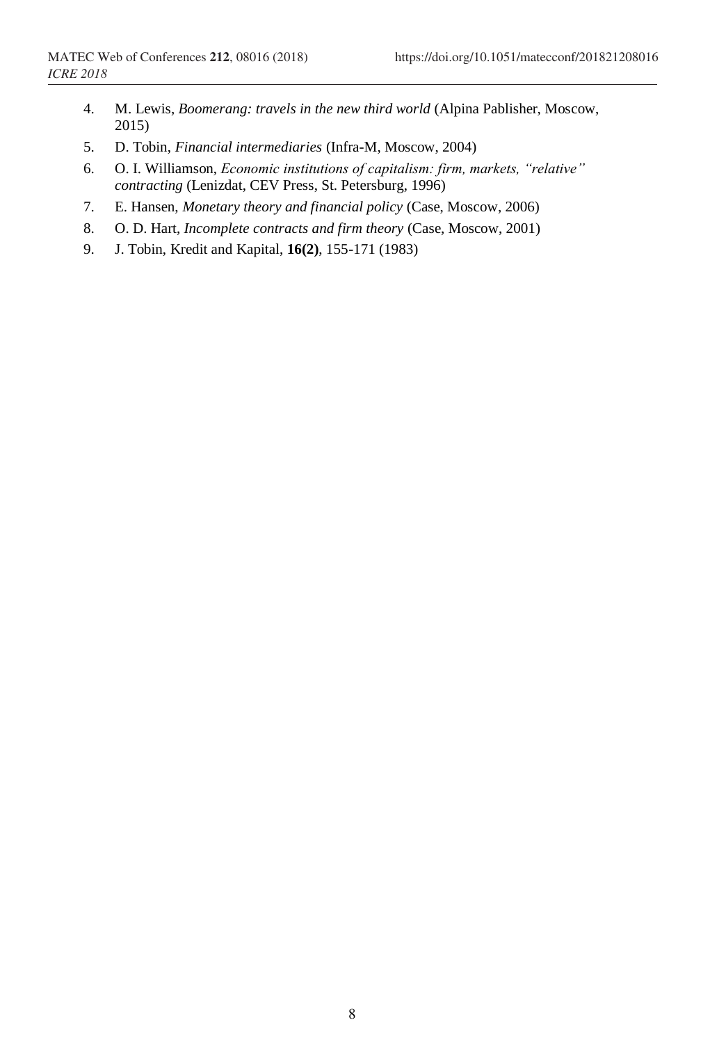4. M. Lewis, *Boomerang: travels in the new third world* (Alpina Pablisher, Moscow, 2015)
5. D. Tobin, *Financial intermediaries* (Infra-M, Moscow, 2004)
6. O. I. Williamson, *Economic institutions of capitalism: firm, markets, "relative" contracting* (Lenizdat, CEV Press, St. Petersburg, 1996)
7. E. Hansen, *Monetary theory and financial policy* (Case, Moscow, 2006)
8. O. D. Hart, *Incomplete contracts and firm theory* (Case, Moscow, 2001)
9. J. Tobin, Kredit and Kapital, **16(2)**, 155-171 (1983)